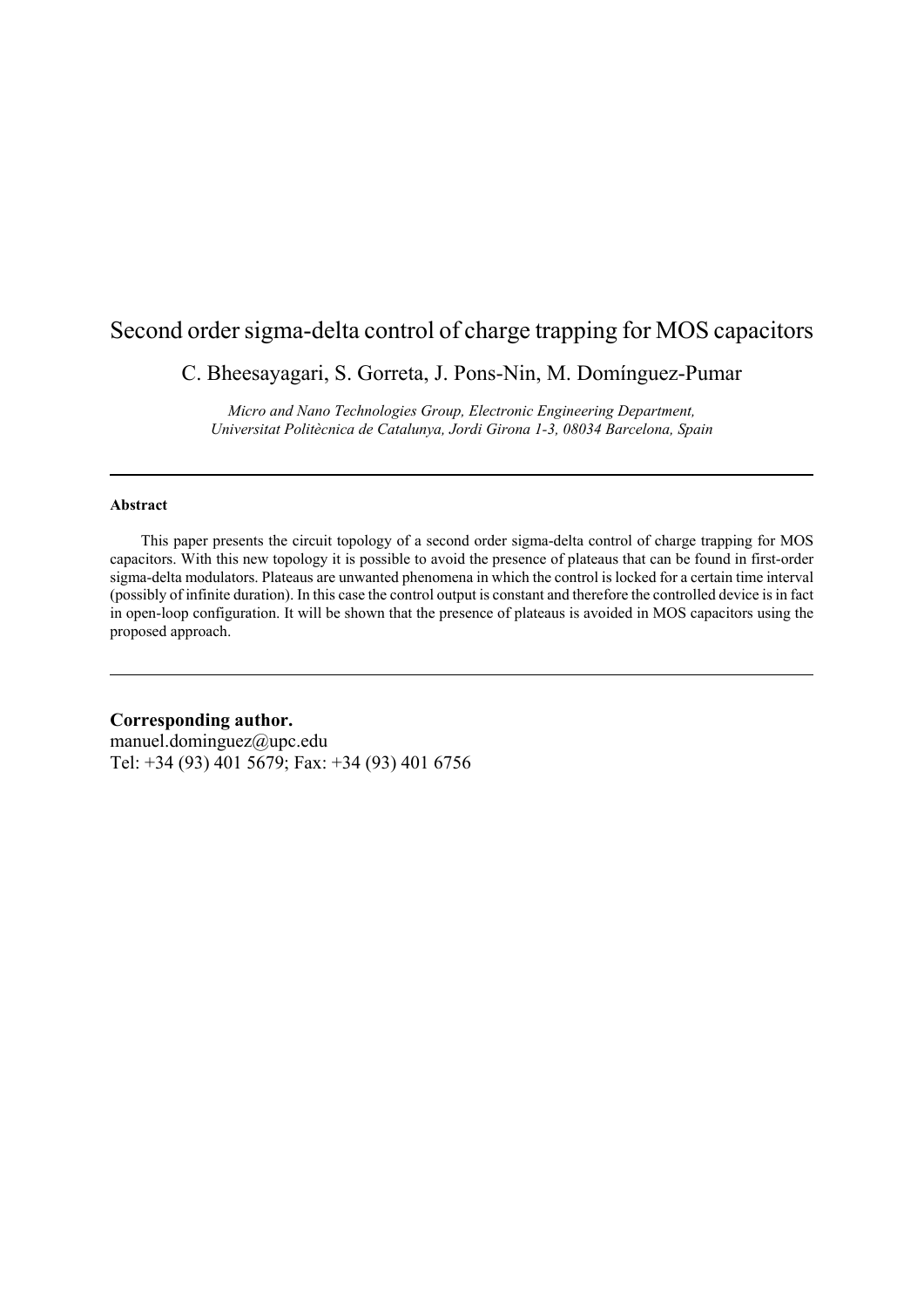# Second order sigma-delta control of charge trapping for MOS capacitors

C. Bheesayagari, S. Gorreta, J. Pons-Nin, M. Domínguez-Pumar

*Micro and Nano Technologies Group, Electronic Engineering Department,*
*Universitat Politècnica de Catalunya, Jordi Girona 1-3, 08034 Barcelona, Spain*

---

#### Abstract

This paper presents the circuit topology of a second order sigma-delta control of charge trapping for MOS capacitors. With this new topology it is possible to avoid the presence of plateaus that can be found in first-order sigma-delta modulators. Plateaus are unwanted phenomena in which the control is locked for a certain time interval (possibly of infinite duration). In this case the control output is constant and therefore the controlled device is in fact in open-loop configuration. It will be shown that the presence of plateaus is avoided in MOS capacitors using the proposed approach.

---

**Corresponding author.**
manuel.dominguez@upc.edu
Tel: +34 (93) 401 5679; Fax: +34 (93) 401 6756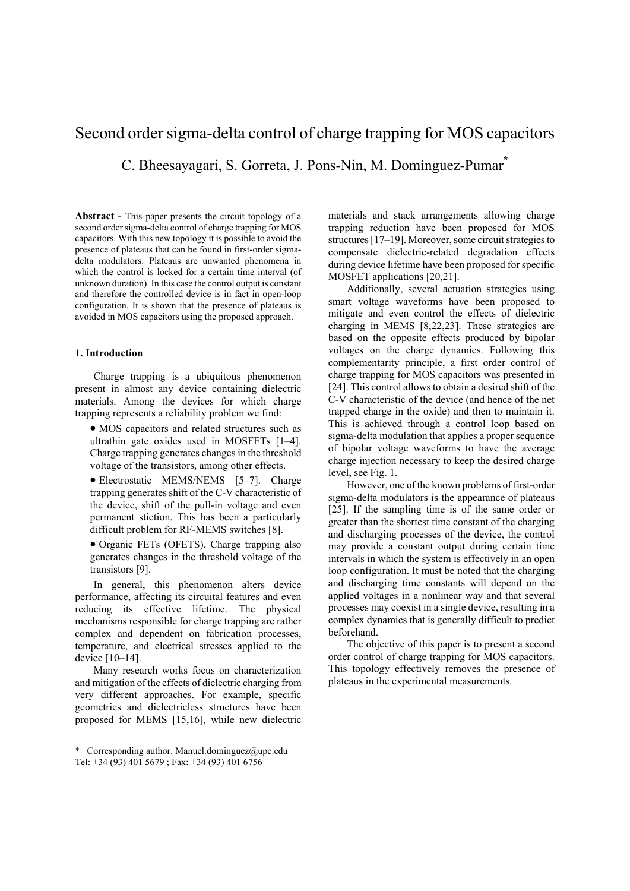# Second order sigma-delta control of charge trapping for MOS capacitors

C. Bheesayagari, S. Gorreta, J. Pons-Nin, M. Domínguez-Pumar*

**Abstract** - This paper presents the circuit topology of a second order sigma-delta control of charge trapping for MOS capacitors. With this new topology it is possible to avoid the presence of plateaus that can be found in first-order sigma-delta modulators. Plateaus are unwanted phenomena in which the control is locked for a certain time interval (of unknown duration). In this case the control output is constant and therefore the controlled device is in fact in open-loop configuration. It is shown that the presence of plateaus is avoided in MOS capacitors using the proposed approach.

## 1. Introduction

Charge trapping is a ubiquitous phenomenon present in almost any device containing dielectric materials. Among the devices for which charge trapping represents a reliability problem we find:

- MOS capacitors and related structures such as ultrathin gate oxides used in MOSFETs [1–4]. Charge trapping generates changes in the threshold voltage of the transistors, among other effects.
- Electrostatic MEMS/NEMS [5–7]. Charge trapping generates shift of the C-V characteristic of the device, shift of the pull-in voltage and even permanent stiction. This has been a particularly difficult problem for RF-MEMS switches [8].
- Organic FETs (OFETS). Charge trapping also generates changes in the threshold voltage of the transistors [9].

In general, this phenomenon alters device performance, affecting its circuital features and even reducing its effective lifetime. The physical mechanisms responsible for charge trapping are rather complex and dependent on fabrication processes, temperature, and electrical stresses applied to the device [10–14].

Many research works focus on characterization and mitigation of the effects of dielectric charging from very different approaches. For example, specific geometries and dielectricless structures have been proposed for MEMS [15,16], while new dielectric materials and stack arrangements allowing charge trapping reduction have been proposed for MOS structures [17–19]. Moreover, some circuit strategies to compensate dielectric-related degradation effects during device lifetime have been proposed for specific MOSFET applications [20,21].

Additionally, several actuation strategies using smart voltage waveforms have been proposed to mitigate and even control the effects of dielectric charging in MEMS [8,22,23]. These strategies are based on the opposite effects produced by bipolar voltages on the charge dynamics. Following this complementarity principle, a first order control of charge trapping for MOS capacitors was presented in [24]. This control allows to obtain a desired shift of the C-V characteristic of the device (and hence of the net trapped charge in the oxide) and then to maintain it. This is achieved through a control loop based on sigma-delta modulation that applies a proper sequence of bipolar voltage waveforms to have the average charge injection necessary to keep the desired charge level, see Fig. 1.

However, one of the known problems of first-order sigma-delta modulators is the appearance of plateaus [25]. If the sampling time is of the same order or greater than the shortest time constant of the charging and discharging processes of the device, the control may provide a constant output during certain time intervals in which the system is effectively in an open loop configuration. It must be noted that the charging and discharging time constants will depend on the applied voltages in a nonlinear way and that several processes may coexist in a single device, resulting in a complex dynamics that is generally difficult to predict beforehand.

The objective of this paper is to present a second order control of charge trapping for MOS capacitors. This topology effectively removes the presence of plateaus in the experimental measurements.

* Corresponding author. Manuel.dominguez@upc.edu
Tel: +34 (93) 401 5679 ; Fax: +34 (93) 401 6756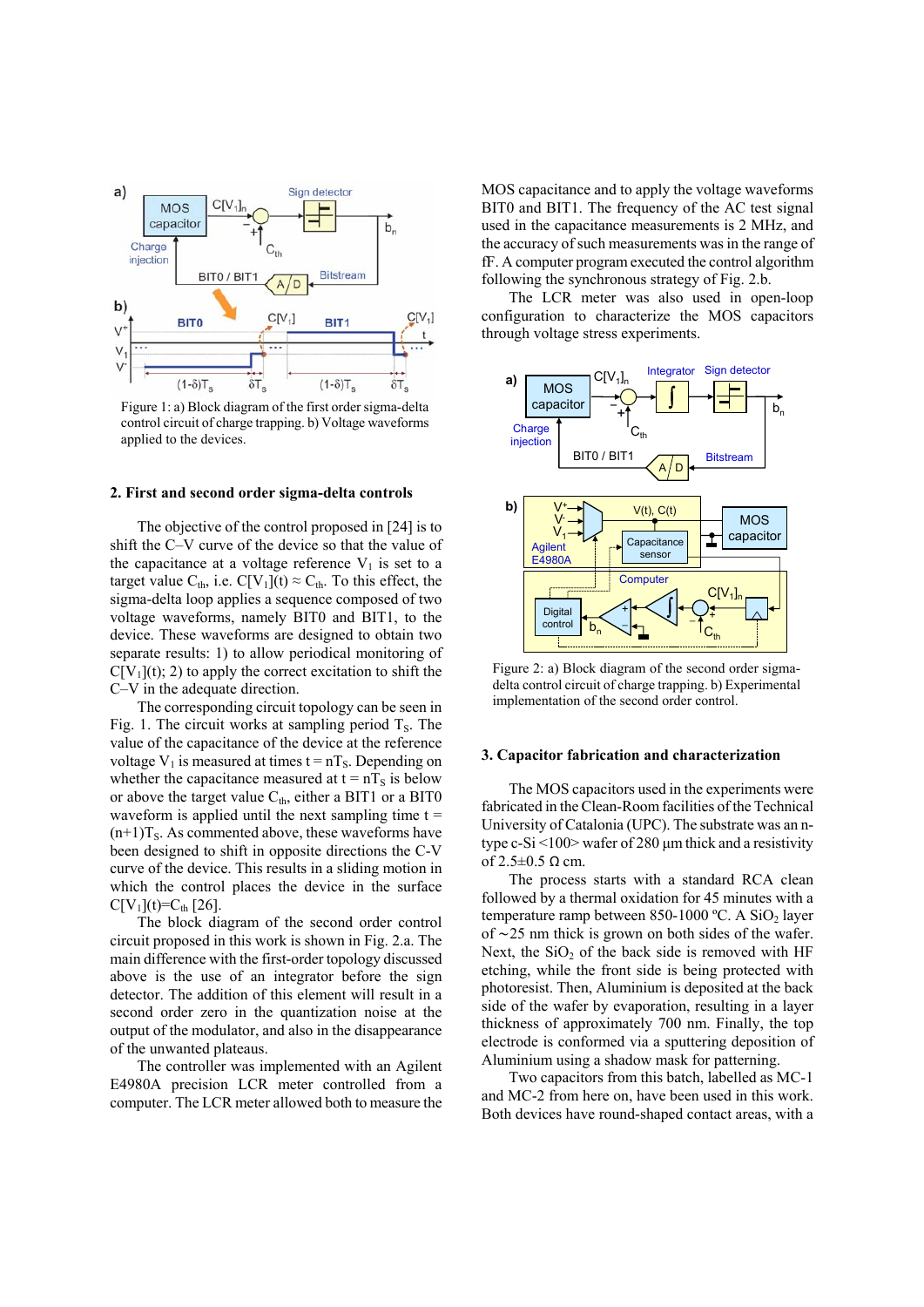Figure 1: a) Block diagram of the first order sigma-delta control circuit of charge trapping. b) Voltage waveforms applied to the devices.

## 2. First and second order sigma-delta controls

The objective of the control proposed in [24] is to shift the C–V curve of the device so that the value of the capacitance at a voltage reference $V_1$ is set to a target value $C_{th}$, i.e. $C[V_1](t) \approx C_{th}$. To this effect, the sigma-delta loop applies a sequence composed of two voltage waveforms, namely BIT0 and BIT1, to the device. These waveforms are designed to obtain two separate results: 1) to allow periodical monitoring of $C[V_1](t)$; 2) to apply the correct excitation to shift the C–V curve in the adequate direction.

The corresponding circuit topology can be seen in Fig. 1. The circuit works at sampling period $T_S$. The value of the capacitance of the device at the reference voltage $V_1$ is measured at times $t = nT_S$. Depending on whether the capacitance measured at $t = nT_S$ is below or above the target value $C_{th}$, either a BIT1 or a BIT0 waveform is applied until the next sampling time $t = (n+1)T_S$. As commented above, these waveforms have been designed to shift in opposite directions the C-V curve of the device. This results in a sliding motion in which the control places the device in the surface $C[V_1](t)=C_{th}$ [26].

The block diagram of the second order control circuit proposed in this work is shown in Fig. 2.a. The main difference with the first-order topology discussed above is the use of an integrator before the sign detector. The addition of this element will result in a second order zero in the quantization noise at the output of the modulator, and also in the disappearance of the unwanted plateaus.

The controller was implemented with an Agilent E4980A precision LCR meter controlled from a computer. The LCR meter allowed both to measure the MOS capacitance and to apply the voltage waveforms BIT0 and BIT1. The frequency of the AC test signal used in the capacitance measurements is 2 MHz, and the accuracy of such measurements was in the range of fF. A computer program executed the control algorithm following the synchronous strategy of Fig. 2.b.

The LCR meter was also used in open-loop configuration to characterize the MOS capacitors through voltage stress experiments.

Figure 2: a) Block diagram of the second order sigma-delta control circuit of charge trapping. b) Experimental implementation of the second order control.

## 3. Capacitor fabrication and characterization

The MOS capacitors used in the experiments were fabricated in the Clean-Room facilities of the Technical University of Catalonia (UPC). The substrate was an n-type c-Si <100> wafer of 280 µm thick and a resistivity of 2.5±0.5 Ω cm.

The process starts with a standard RCA clean followed by a thermal oxidation for 45 minutes with a temperature ramp between 850-1000 ºC. A $SiO_2$ layer of ~25 nm thick is grown on both sides of the wafer. Next, the $SiO_2$ of the back side is removed with HF etching, while the front side is being protected with photoresist. Then, Aluminium is deposited at the back side of the wafer by evaporation, resulting in a layer thickness of approximately 700 nm. Finally, the top electrode is conformed via a sputtering deposition of Aluminium using a shadow mask for patterning.

Two capacitors from this batch, labelled as MC-1 and MC-2 from here on, have been used in this work. Both devices have round-shaped contact areas, with a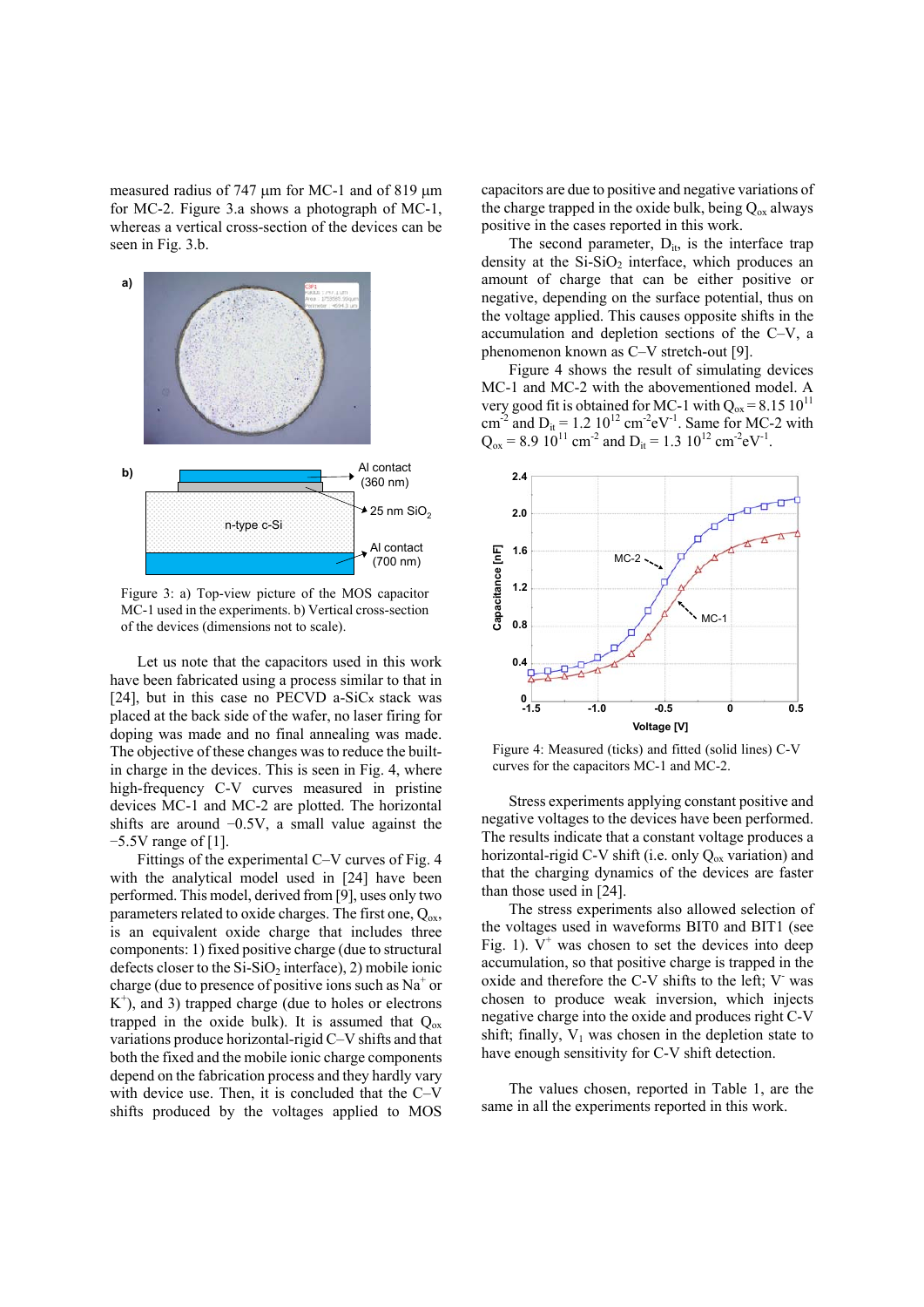measured radius of 747 μm for MC-1 and of 819 μm for MC-2. Figure 3.a shows a photograph of MC-1, whereas a vertical cross-section of the devices can be seen in Fig. 3.b.

Figure 3: a) Top-view picture of the MOS capacitor MC-1 used in the experiments. b) Vertical cross-section of the devices (dimensions not to scale).

Let us note that the capacitors used in this work have been fabricated using a process similar to that in [24], but in this case no PECVD a-SiCx stack was placed at the back side of the wafer, no laser firing for doping was made and no final annealing was made. The objective of these changes was to reduce the built-in charge in the devices. This is seen in Fig. 4, where high-frequency C–V curves measured in pristine devices MC-1 and MC-2 are plotted. The horizontal shifts are around −0.5V, a small value against the −5.5V range of [1].

Fittings of the experimental C–V curves of Fig. 4 with the analytical model used in [24] have been performed. This model, derived from [9], uses only two parameters related to oxide charges. The first one, $Q_{ox}$, is an equivalent oxide charge that includes three components: 1) fixed positive charge (due to structural defects closer to the Si-$SiO_2$ interface), 2) mobile ionic charge (due to presence of positive ions such as $Na^+$ or $K^+$), and 3) trapped charge (due to holes or electrons trapped in the oxide bulk). It is assumed that $Q_{ox}$ variations produce horizontal-rigid C–V shifts and that both the fixed and the mobile ionic charge components depend on the fabrication process and they hardly vary with device use. Then, it is concluded that the C–V shifts produced by the voltages applied to MOS capacitors are due to positive and negative variations of the charge trapped in the oxide bulk, being $Q_{ox}$ always positive in the cases reported in this work.

The second parameter, $D_{it}$, is the interface trap density at the Si-$SiO_2$ interface, which produces an amount of charge that can be either positive or negative, depending on the surface potential, thus on the voltage applied. This causes opposite shifts in the accumulation and depletion sections of the C–V, a phenomenon known as C–V stretch-out [9].

Figure 4 shows the result of simulating devices MC-1 and MC-2 with the abovementioned model. A very good fit is obtained for MC-1 with $Q_{ox} = 8.15\ 10^{11}$ $cm^{-2}$ and $D_{it} = 1.2\ 10^{12}$ $cm^{-2}eV^{-1}$. Same for MC-2 with $Q_{ox} = 8.9\ 10^{11}$ $cm^{-2}$ and $D_{it} = 1.3\ 10^{12}$ $cm^{-2}eV^{-1}$.

Figure 4: Measured (ticks) and fitted (solid lines) C-V curves for the capacitors MC-1 and MC-2.

Stress experiments applying constant positive and negative voltages to the devices have been performed. The results indicate that a constant voltage produces a horizontal-rigid C-V shift (i.e. only $Q_{ox}$ variation) and that the charging dynamics of the devices are faster than those used in [24].

The stress experiments also allowed selection of the voltages used in waveforms BIT0 and BIT1 (see Fig. 1). $V^+$ was chosen to set the devices into deep accumulation, so that positive charge is trapped in the oxide and therefore the C-V shifts to the left; $V^-$ was chosen to produce weak inversion, which injects negative charge into the oxide and produces right C-V shift; finally, $V_1$ was chosen in the depletion state to have enough sensitivity for C-V shift detection.

The values chosen, reported in Table 1, are the same in all the experiments reported in this work.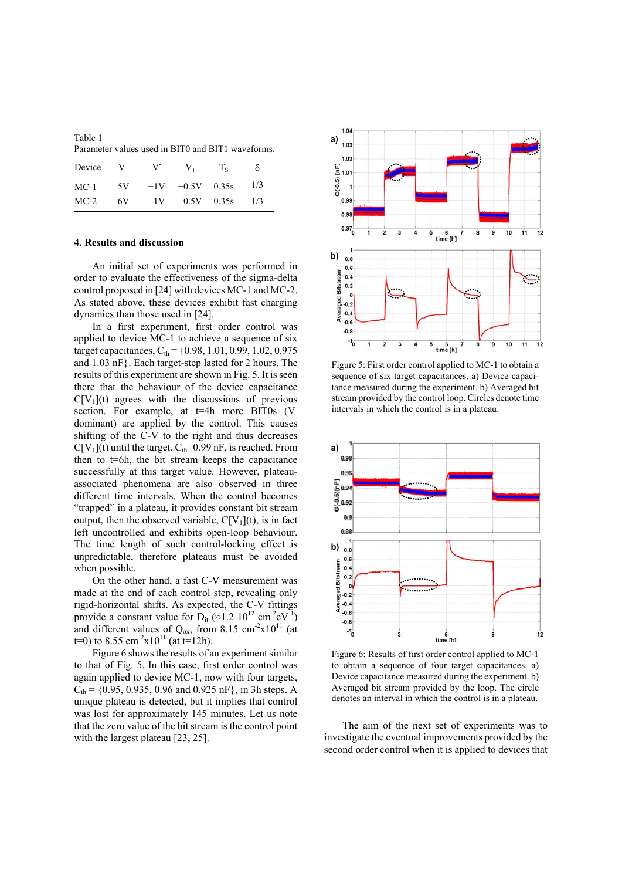Table 1
Parameter values used in BIT0 and BIT1 waveforms.

| Device | $V^+$ | $V^-$ | $V_1$ | $T_S$ | δ |
|---|---|---|---|---|---|
| MC-1 | 5V | −1V | −0.5V | 0.35s | 1/3 |
| MC-2 | 6V | −1V | −0.5V | 0.35s | 1/3 |

## 4. Results and discussion

An initial set of experiments was performed in order to evaluate the effectiveness of the sigma-delta control proposed in [24] with devices MC-1 and MC-2. As stated above, these devices exhibit fast charging dynamics than those used in [24].

In a first experiment, first order control was applied to device MC-1 to achieve a sequence of six target capacitances, $C_{th}$ = {0.98, 1.01, 0.99, 1.02, 0.975 and 1.03 nF}. Each target-step lasted for 2 hours. The results of this experiment are shown in Fig. 5. It is seen there that the behaviour of the device capacitance $C[V_1](t)$ agrees with the discussions of previous section. For example, at t=4h more BIT0s ($V^-$ dominant) are applied by the control. This causes shifting of the C-V to the right and thus decreases $C[V_1](t)$ until the target, $C_{th}$=0.99 nF, is reached. From then to t=6h, the bit stream keeps the capacitance successfully at this target value. However, plateau-associated phenomena are also observed in three different time intervals. When the control becomes "trapped" in a plateau, it provides constant bit stream output, then the observed variable, $C[V_1](t)$, is in fact left uncontrolled and exhibits open-loop behaviour. The time length of such control-locking effect is unpredictable, therefore plateaus must be avoided when possible.

On the other hand, a fast C-V measurement was made at the end of each control step, revealing only rigid-horizontal shifts. As expected, the C-V fittings provide a constant value for $D_{it}$ (≈1.2 $10^{12}$ $cm^{-2}eV^{-1}$) and different values of $Q_{ox}$, from 8.15 $cm^{-2}x10^{11}$ (at t=0) to 8.55 $cm^{-2}x10^{11}$ (at t=12h).

Figure 6 shows the results of an experiment similar to that of Fig. 5. In this case, first order control was again applied to device MC-1, now with four targets, $C_{th}$ = {0.95, 0.935, 0.96 and 0.925 nF}, in 3h steps. A unique plateau is detected, but it implies that control was lost for approximately 145 minutes. Let us note that the zero value of the bit stream is the control point with the largest plateau [23, 25].

Figure 5: First order control applied to MC-1 to obtain a sequence of six target capacitances. a) Device capacitance measured during the experiment. b) Averaged bit stream provided by the control loop. Circles denote time intervals in which the control is in a plateau.

Figure 6: Results of first order control applied to MC-1 to obtain a sequence of four target capacitances. a) Device capacitance measured during the experiment. b) Averaged bit stream provided by the loop. The circle denotes an interval in which the control is in a plateau.

The aim of the next set of experiments was to investigate the eventual improvements provided by the second order control when it is applied to devices that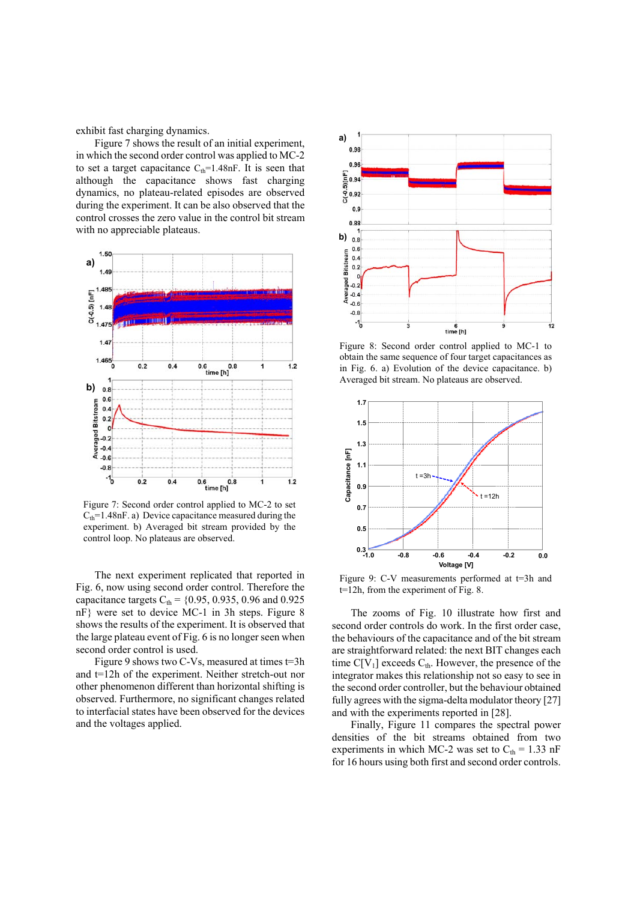exhibit fast charging dynamics.

Figure 7 shows the result of an initial experiment, in which the second order control was applied to MC-2 to set a target capacitance $C_{th}$=1.48nF. It is seen that although the capacitance shows fast charging dynamics, no plateau-related episodes are observed during the experiment. It can be also observed that the control crosses the zero value in the control bit stream with no appreciable plateaus.

Figure 7: Second order control applied to MC-2 to set $C_{th}$=1.48nF. a) Device capacitance measured during the experiment. b) Averaged bit stream provided by the control loop. No plateaus are observed.

The next experiment replicated that reported in Fig. 6, now using second order control. Therefore the capacitance targets $C_{th}$ = {0.95, 0.935, 0.96 and 0.925 nF} were set to device MC-1 in 3h steps. Figure 8 shows the results of the experiment. It is observed that the large plateau event of Fig. 6 is no longer seen when second order control is used.

Figure 9 shows two C-Vs, measured at times t=3h and t=12h of the experiment. Neither stretch-out nor other phenomenon different than horizontal shifting is observed. Furthermore, no significant changes related to interfacial states have been observed for the devices and the voltages applied.

Figure 8: Second order control applied to MC-1 to obtain the same sequence of four target capacitances as in Fig. 6. a) Evolution of the device capacitance. b) Averaged bit stream. No plateaus are observed.

Figure 9: C-V measurements performed at t=3h and t=12h, from the experiment of Fig. 8.

The zooms of Fig. 10 illustrate how first and second order controls do work. In the first order case, the behaviours of the capacitance and of the bit stream are straightforward related: the next BIT changes each time $C[V_1]$ exceeds $C_{th}$. However, the presence of the integrator makes this relationship not so easy to see in the second order controller, but the behaviour obtained fully agrees with the sigma-delta modulator theory [27] and with the experiments reported in [28].

Finally, Figure 11 compares the spectral power densities of the bit streams obtained from two experiments in which MC-2 was set to $C_{th}$ = 1.33 nF for 16 hours using both first and second order controls.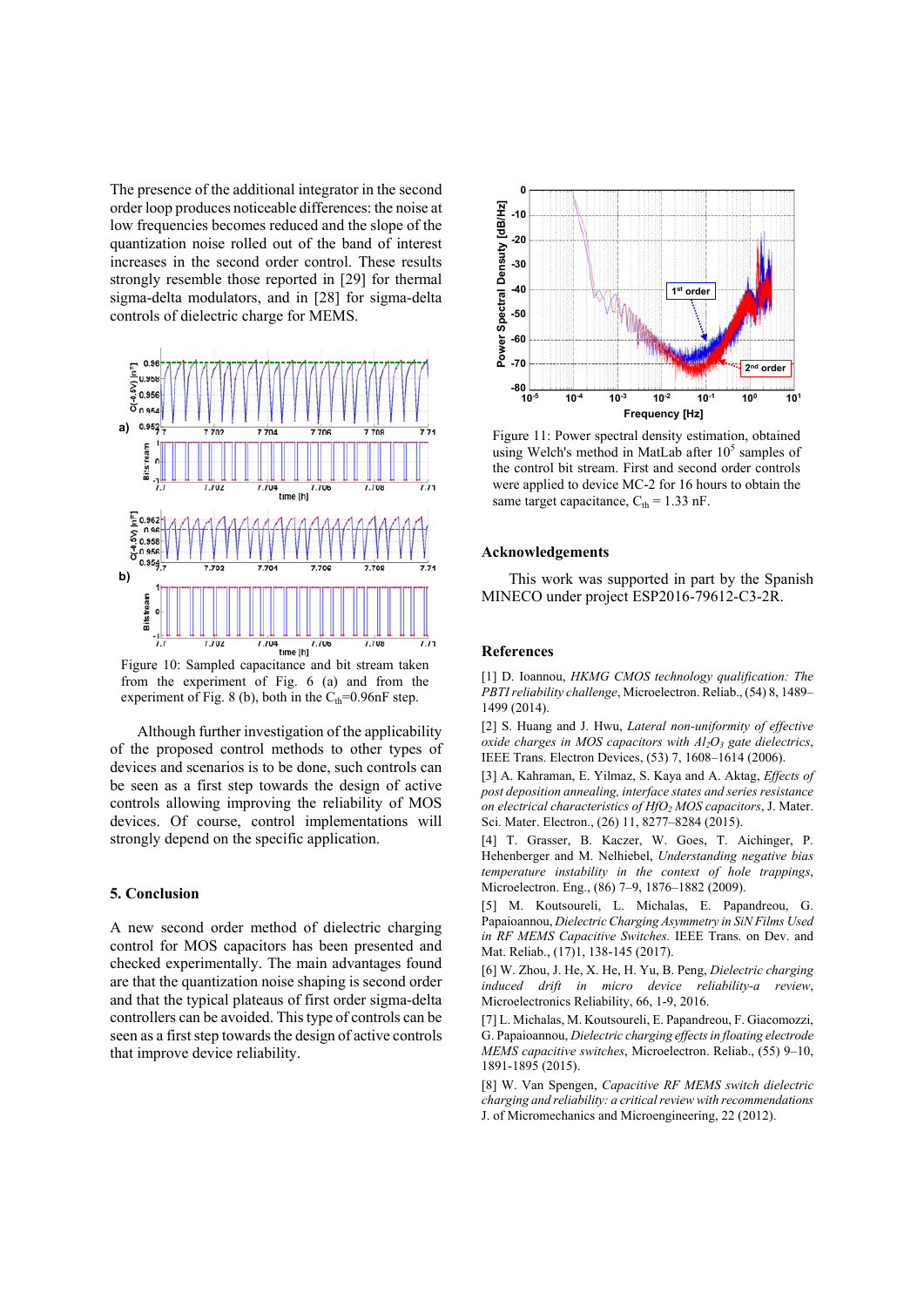The presence of the additional integrator in the second order loop produces noticeable differences: the noise at low frequencies becomes reduced and the slope of the quantization noise rolled out of the band of interest increases in the second order control. These results strongly resemble those reported in [29] for thermal sigma-delta modulators, and in [28] for sigma-delta controls of dielectric charge for MEMS.

Figure 10: Sampled capacitance and bit stream taken from the experiment of Fig. 6 (a) and from the experiment of Fig. 8 (b), both in the $C_{th}$=0.96nF step.

Although further investigation of the applicability of the proposed control methods to other types of devices and scenarios is to be done, such controls can be seen as a first step towards the design of active controls allowing improving the reliability of MOS devices. Of course, control implementations will strongly depend on the specific application.

## 5. Conclusion

A new second order method of dielectric charging control for MOS capacitors has been presented and checked experimentally. The main advantages found are that the quantization noise shaping is second order and that the typical plateaus of first order sigma-delta controllers can be avoided. This type of controls can be seen as a first step towards the design of active controls that improve device reliability.

Figure 11: Power spectral density estimation, obtained using Welch's method in MatLab after $10^5$ samples of the control bit stream. First and second order controls were applied to device MC-2 for 16 hours to obtain the same target capacitance, $C_{th}$ = 1.33 nF.

## Acknowledgements

This work was supported in part by the Spanish MINECO under project ESP2016-79612-C3-2R.

## References

[1] D. Ioannou, *HKMG CMOS technology qualification: The PBTI reliability challenge*, Microelectron. Reliab., (54) 8, 1489–1499 (2014).

[2] S. Huang and J. Hwu, *Lateral non-uniformity of effective oxide charges in MOS capacitors with $Al_2O_3$ gate dielectrics*, IEEE Trans. Electron Devices, (53) 7, 1608–1614 (2006).

[3] A. Kahraman, E. Yilmaz, S. Kaya and A. Aktag, *Effects of post deposition annealing, interface states and series resistance on electrical characteristics of $HfO_2$ MOS capacitors*, J. Mater. Sci. Mater. Electron., (26) 11, 8277–8284 (2015).

[4] T. Grasser, B. Kaczer, W. Goes, T. Aichinger, P. Hehenberger and M. Nelhiebel, *Understanding negative bias temperature instability in the context of hole trappings*, Microelectron. Eng., (86) 7–9, 1876–1882 (2009).

[5] M. Koutsoureli, L. Michalas, E. Papandreou, G. Papaioannou, *Dielectric Charging Asymmetry in SiN Films Used in RF MEMS Capacitive Switches.* IEEE Trans. on Dev. and Mat. Reliab., (17)1, 138-145 (2017).

[6] W. Zhou, J. He, X. He, H. Yu, B. Peng, *Dielectric charging induced drift in micro device reliability-a review*, Microelectronics Reliability, 66, 1-9, 2016.

[7] L. Michalas, M. Koutsoureli, E. Papandreou, F. Giacomozzi, G. Papaioannou, *Dielectric charging effects in floating electrode MEMS capacitive switches*, Microelectron. Reliab., (55) 9–10, 1891-1895 (2015).

[8] W. Van Spengen, *Capacitive RF MEMS switch dielectric charging and reliability: a critical review with recommendations* J. of Micromechanics and Microengineering, 22 (2012).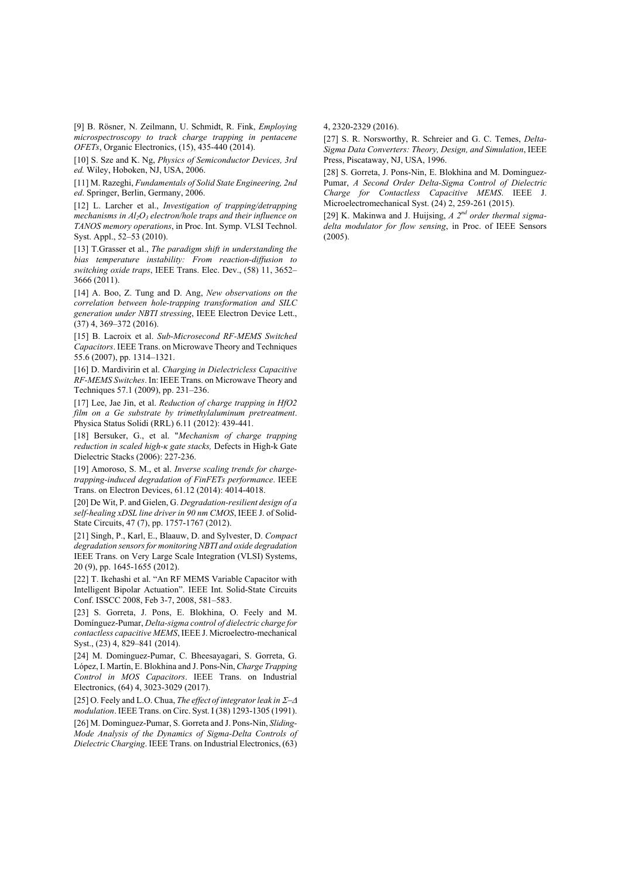[9] B. Rösner, N. Zeilmann, U. Schmidt, R. Fink, *Employing microspectroscopy to track charge trapping in pentacene OFETs*, Organic Electronics, (15), 435-440 (2014).

[10] S. Sze and K. Ng, *Physics of Semiconductor Devices, 3rd ed.* Wiley, Hoboken, NJ, USA, 2006.

[11] M. Razeghi, *Fundamentals of Solid State Engineering, 2nd ed*. Springer, Berlin, Germany, 2006.

[12] L. Larcher et al., *Investigation of trapping/detrapping mechanisms in $Al_2O_3$ electron/hole traps and their influence on TANOS memory operations*, in Proc. Int. Symp. VLSI Technol. Syst. Appl., 52–53 (2010).

[13] T.Grasser et al., *The paradigm shift in understanding the bias temperature instability: From reaction-diffusion to switching oxide traps*, IEEE Trans. Elec. Dev., (58) 11, 3652–3666 (2011).

[14] A. Boo, Z. Tung and D. Ang, *New observations on the correlation between hole-trapping transformation and SILC generation under NBTI stressing*, IEEE Electron Device Lett., (37) 4, 369–372 (2016).

[15] B. Lacroix et al. *Sub-Microsecond RF-MEMS Switched Capacitors*. IEEE Trans. on Microwave Theory and Techniques 55.6 (2007), pp. 1314–1321.

[16] D. Mardivirin et al. *Charging in Dielectricless Capacitive RF-MEMS Switches*. In: IEEE Trans. on Microwave Theory and Techniques 57.1 (2009), pp. 231–236.

[17] Lee, Jae Jin, et al. *Reduction of charge trapping in HfO2 film on a Ge substrate by trimethylaluminum pretreatment*. Physica Status Solidi (RRL) 6.11 (2012): 439-441.

[18] Bersuker, G., et al. "*Mechanism of charge trapping reduction in scaled high-κ gate stacks,* Defects in High-k Gate Dielectric Stacks (2006): 227-236.

[19] Amoroso, S. M., et al. *Inverse scaling trends for charge-trapping-induced degradation of FinFETs performance*. IEEE Trans. on Electron Devices, 61.12 (2014): 4014-4018.

[20] De Wit, P. and Gielen, G. *Degradation-resilient design of a self-healing xDSL line driver in 90 nm CMOS*, IEEE J. of Solid-State Circuits, 47 (7), pp. 1757-1767 (2012).

[21] Singh, P., Karl, E., Blaauw, D. and Sylvester, D. *Compact degradation sensors for monitoring NBTI and oxide degradation* IEEE Trans. on Very Large Scale Integration (VLSI) Systems, 20 (9), pp. 1645-1655 (2012).

[22] T. Ikehashi et al. "An RF MEMS Variable Capacitor with Intelligent Bipolar Actuation". IEEE Int. Solid-State Circuits Conf. ISSCC 2008, Feb 3-7, 2008, 581–583.

[23] S. Gorreta, J. Pons, E. Blokhina, O. Feely and M. Domínguez-Pumar, *Delta-sigma control of dielectric charge for contactless capacitive MEMS*, IEEE J. Microelectro-mechanical Syst., (23) 4, 829–841 (2014).

[24] M. Dominguez-Pumar, C. Bheesayagari, S. Gorreta, G. López, I. Martín, E. Blokhina and J. Pons-Nin, *Charge Trapping Control in MOS Capacitors*. IEEE Trans. on Industrial Electronics, (64) 4, 3023-3029 (2017).

[25] O. Feely and L.O. Chua, *The effect of integrator leak in Σ–Δ modulation*. IEEE Trans. on Circ. Syst. I (38) 1293-1305 (1991).

[26] M. Dominguez-Pumar, S. Gorreta and J. Pons-Nin, *Sliding-Mode Analysis of the Dynamics of Sigma-Delta Controls of Dielectric Charging*. IEEE Trans. on Industrial Electronics, (63) 4, 2320-2329 (2016).

[27] S. R. Norsworthy, R. Schreier and G. C. Temes, *Delta-Sigma Data Converters: Theory, Design, and Simulation*, IEEE Press, Piscataway, NJ, USA, 1996.

[28] S. Gorreta, J. Pons-Nin, E. Blokhina and M. Dominguez-Pumar, *A Second Order Delta-Sigma Control of Dielectric Charge for Contactless Capacitive MEMS*. IEEE J. Microelectromechanical Syst. (24) 2, 259-261 (2015).

[29] K. Makinwa and J. Huijsing, *A 2nd order thermal sigma-delta modulator for flow sensing*, in Proc. of IEEE Sensors (2005).